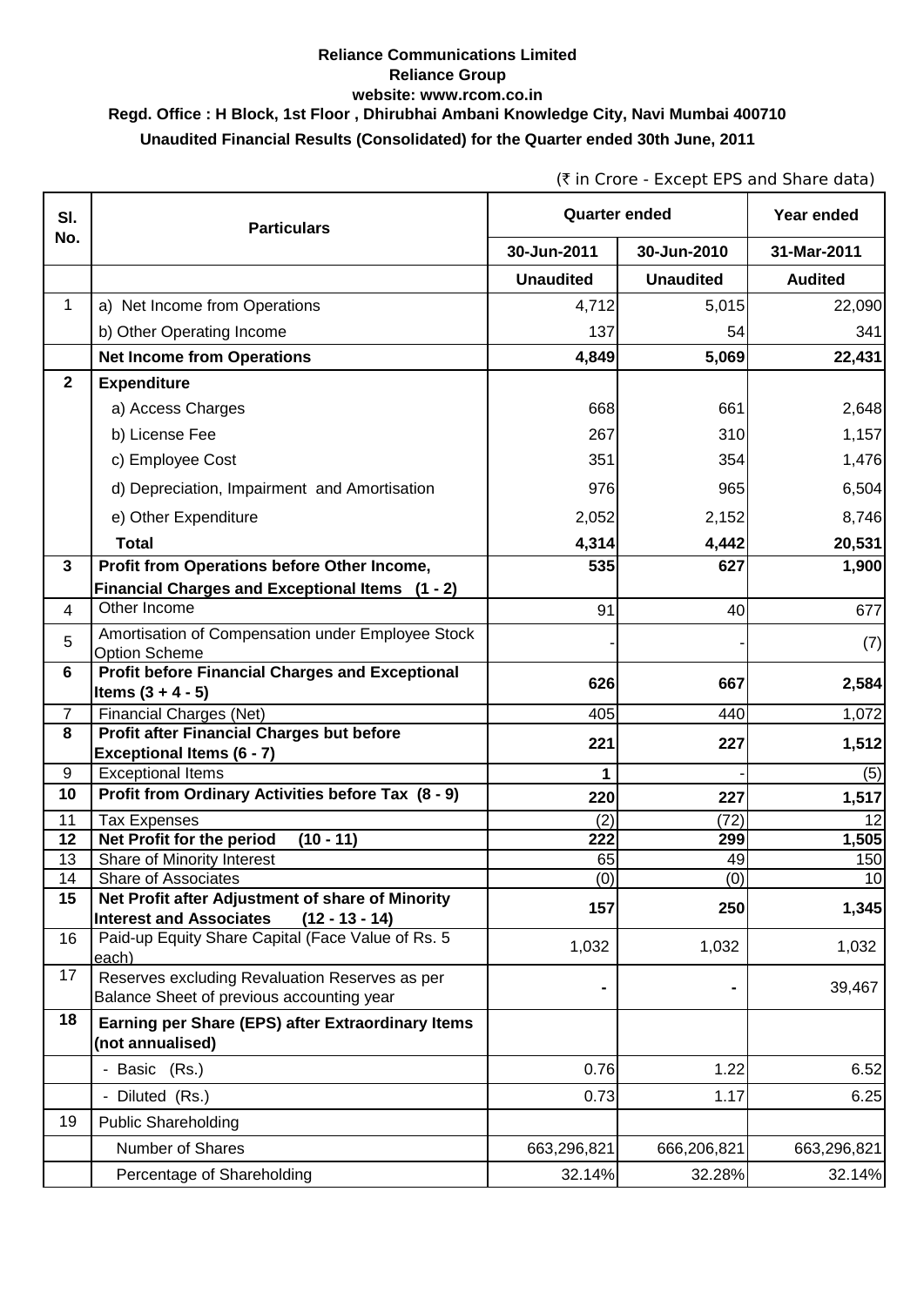**Reliance Communications Limited**

**Reliance Group**

**website: www.rcom.co.in**

**Regd. Office : H Block, 1st Floor , Dhirubhai Ambani Knowledge City, Navi Mumbai 400710**

**Unaudited Financial Results (Consolidated) for the Quarter ended 30th June, 2011**

(₹ in Crore - Except EPS and Share data)

| Sl. No. | Particulars | Quarter ended | | Year ended |
|---|---|---|---|---|
| | | 30-Jun-2011 | 30-Jun-2010 | 31-Mar-2011 |
| | | Unaudited | Unaudited | Audited |
| 1 | a) Net Income from Operations | 4,712 | 5,015 | 22,090 |
| | b) Other Operating Income | 137 | 54 | 341 |
| | **Net Income from Operations** | **4,849** | **5,069** | **22,431** |
| **2** | **Expenditure** | | | |
| | a) Access Charges | 668 | 661 | 2,648 |
| | b) License Fee | 267 | 310 | 1,157 |
| | c) Employee Cost | 351 | 354 | 1,476 |
| | d) Depreciation, Impairment and Amortisation | 976 | 965 | 6,504 |
| | e) Other Expenditure | 2,052 | 2,152 | 8,746 |
| | **Total** | **4,314** | **4,442** | **20,531** |
| **3** | **Profit from Operations before Other Income, Financial Charges and Exceptional Items (1 - 2)** | **535** | **627** | **1,900** |
| 4 | Other Income | 91 | 40 | 677 |
| 5 | Amortisation of Compensation under Employee Stock Option Scheme | - | - | (7) |
| **6** | **Profit before Financial Charges and Exceptional Items (3 + 4 - 5)** | **626** | **667** | **2,584** |
| 7 | Financial Charges (Net) | 405 | 440 | 1,072 |
| **8** | **Profit after Financial Charges but before Exceptional Items (6 - 7)** | **221** | **227** | **1,512** |
| 9 | Exceptional Items | **1** | - | (5) |
| **10** | **Profit from Ordinary Activities before Tax (8 - 9)** | **220** | **227** | **1,517** |
| 11 | Tax Expenses | (2) | (72) | 12 |
| **12** | **Net Profit for the period (10 - 11)** | **222** | **299** | **1,505** |
| 13 | Share of Minority Interest | 65 | 49 | 150 |
| 14 | Share of Associates | (0) | (0) | 10 |
| **15** | **Net Profit after Adjustment of share of Minority Interest and Associates (12 - 13 - 14)** | **157** | **250** | **1,345** |
| 16 | Paid-up Equity Share Capital (Face Value of Rs. 5 each) | 1,032 | 1,032 | 1,032 |
| 17 | Reserves excluding Revaluation Reserves as per Balance Sheet of previous accounting year | **-** | **-** | 39,467 |
| **18** | **Earning per Share (EPS) after Extraordinary Items (not annualised)** | | | |
| | - Basic (Rs.) | 0.76 | 1.22 | 6.52 |
| | - Diluted (Rs.) | 0.73 | 1.17 | 6.25 |
| 19 | Public Shareholding | | | |
| | Number of Shares | 663,296,821 | 666,206,821 | 663,296,821 |
| | Percentage of Shareholding | 32.14% | 32.28% | 32.14% |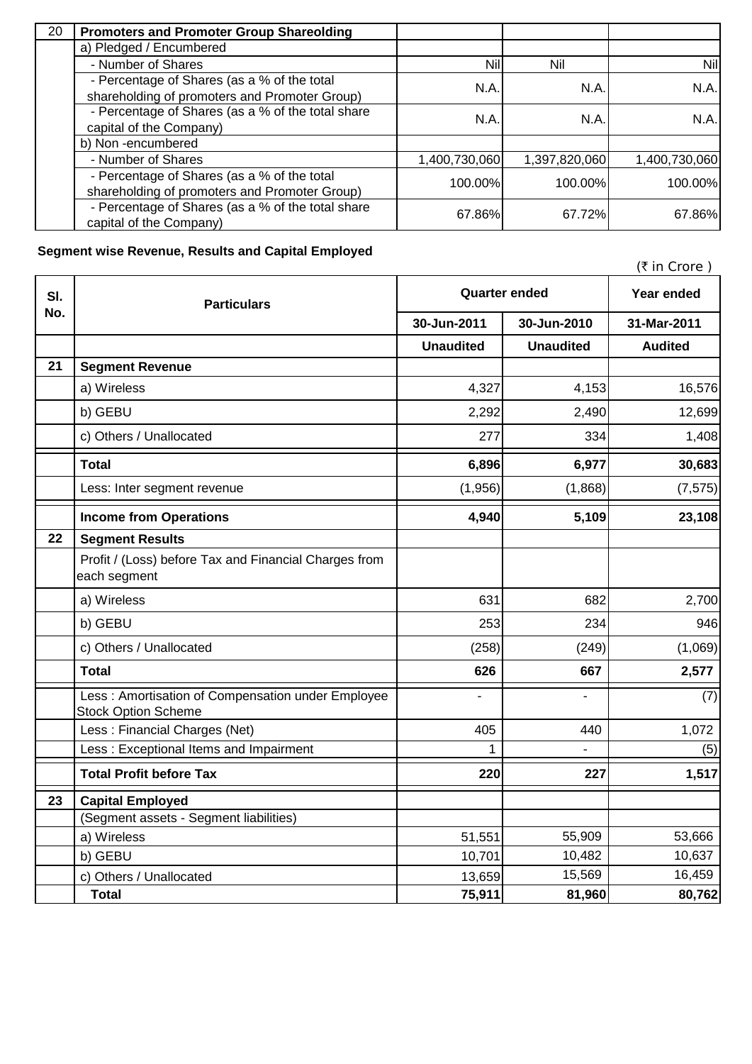| 20 | Promoters and Promoter Group Shareolding | | | |
|---|---|---|---|---|
| | a) Pledged / Encumbered | | | |
| | - Number of Shares | Nil | Nil | Nil |
| | - Percentage of Shares (as a % of the total shareholding of promoters and Promoter Group) | N.A. | N.A. | N.A. |
| | - Percentage of Shares (as a % of the total share capital of the Company) | N.A. | N.A. | N.A. |
| | b) Non -encumbered | | | |
| | - Number of Shares | 1,400,730,060 | 1,397,820,060 | 1,400,730,060 |
| | - Percentage of Shares (as a % of the total shareholding of promoters and Promoter Group) | 100.00% | 100.00% | 100.00% |
| | - Percentage of Shares (as a % of the total share capital of the Company) | 67.86% | 67.72% | 67.86% |

**Segment wise Revenue, Results and Capital Employed**

(₹ in Crore )

| Sl. No. | Particulars | Quarter ended | | Year ended |
|---|---|---|---|---|
| | | 30-Jun-2011 | 30-Jun-2010 | 31-Mar-2011 |
| | | **Unaudited** | **Unaudited** | **Audited** |
| **21** | **Segment Revenue** | | | |
| | a) Wireless | 4,327 | 4,153 | 16,576 |
| | b) GEBU | 2,292 | 2,490 | 12,699 |
| | c) Others / Unallocated | 277 | 334 | 1,408 |
| | **Total** | **6,896** | **6,977** | **30,683** |
| | Less: Inter segment revenue | (1,956) | (1,868) | (7,575) |
| | **Income from Operations** | **4,940** | **5,109** | **23,108** |
| **22** | **Segment Results** | | | |
| | Profit / (Loss) before Tax and Financial Charges from each segment | | | |
| | a) Wireless | 631 | 682 | 2,700 |
| | b) GEBU | 253 | 234 | 946 |
| | c) Others / Unallocated | (258) | (249) | (1,069) |
| | **Total** | **626** | **667** | **2,577** |
| | Less : Amortisation of Compensation under Employee Stock Option Scheme | - | - | (7) |
| | Less : Financial Charges (Net) | 405 | 440 | 1,072 |
| | Less : Exceptional Items and Impairment | 1 | - | (5) |
| | **Total Profit before Tax** | **220** | **227** | **1,517** |
| **23** | **Capital Employed** | | | |
| | (Segment assets - Segment liabilities) | | | |
| | a) Wireless | 51,551 | 55,909 | 53,666 |
| | b) GEBU | 10,701 | 10,482 | 10,637 |
| | c) Others / Unallocated | 13,659 | 15,569 | 16,459 |
| | **Total** | **75,911** | **81,960** | **80,762** |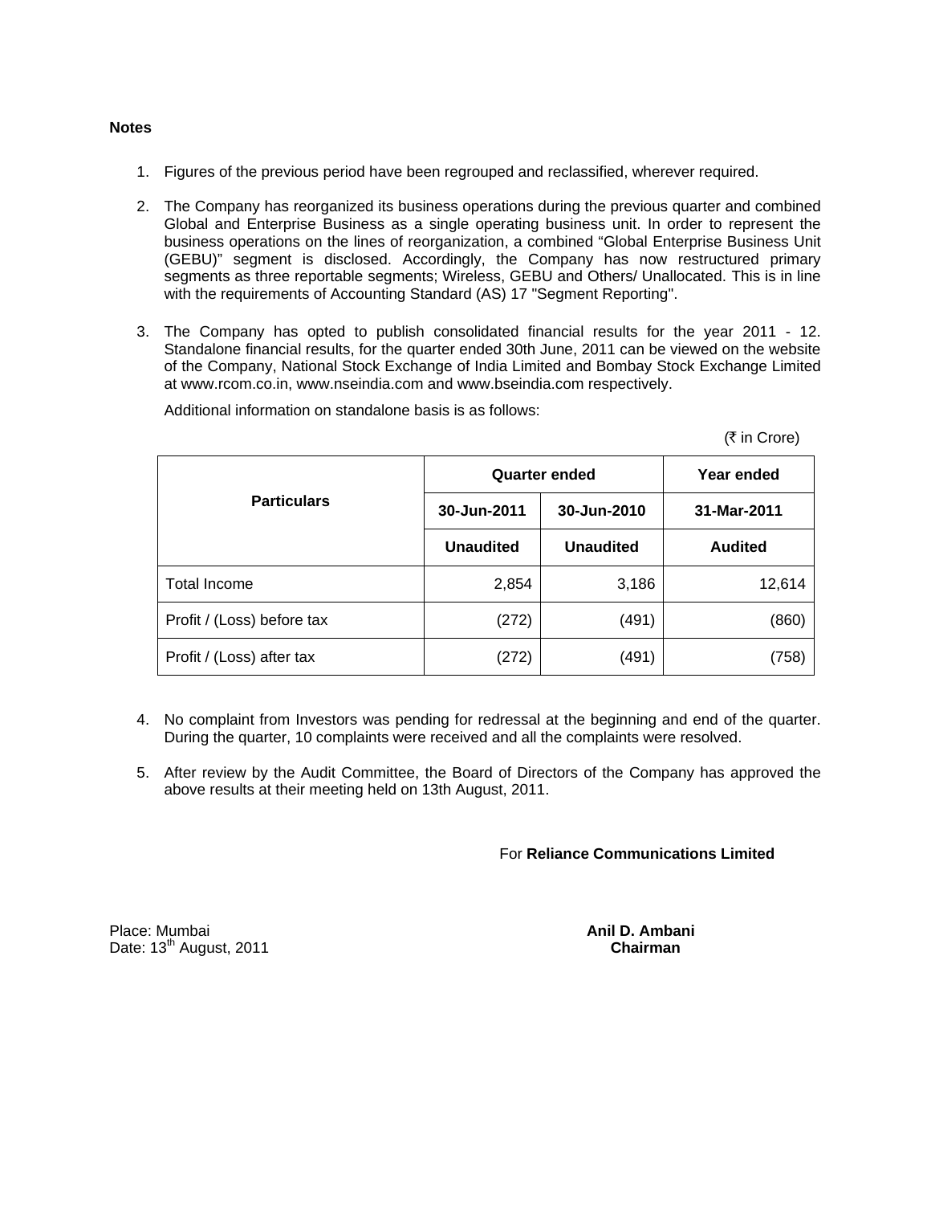**Notes**

1. Figures of the previous period have been regrouped and reclassified, wherever required.

2. The Company has reorganized its business operations during the previous quarter and combined Global and Enterprise Business as a single operating business unit. In order to represent the business operations on the lines of reorganization, a combined “Global Enterprise Business Unit (GEBU)” segment is disclosed. Accordingly, the Company has now restructured primary segments as three reportable segments; Wireless, GEBU and Others/ Unallocated. This is in line with the requirements of Accounting Standard (AS) 17 "Segment Reporting".

3. The Company has opted to publish consolidated financial results for the year 2011 - 12. Standalone financial results, for the quarter ended 30th June, 2011 can be viewed on the website of the Company, National Stock Exchange of India Limited and Bombay Stock Exchange Limited at www.rcom.co.in, www.nseindia.com and www.bseindia.com respectively.

   Additional information on standalone basis is as follows:

(₹ in Crore)

| Particulars | Quarter ended | | Year ended |
|---|---|---|---|
| | 30-Jun-2011 | 30-Jun-2010 | 31-Mar-2011 |
| | Unaudited | Unaudited | Audited |
| Total Income | 2,854 | 3,186 | 12,614 |
| Profit / (Loss) before tax | (272) | (491) | (860) |
| Profit / (Loss) after tax | (272) | (491) | (758) |

4. No complaint from Investors was pending for redressal at the beginning and end of the quarter. During the quarter, 10 complaints were received and all the complaints were resolved.

5. After review by the Audit Committee, the Board of Directors of the Company has approved the above results at their meeting held on 13th August, 2011.

For **Reliance Communications Limited**

Place: Mumbai
Date: 13th August, 2011

**Anil D. Ambani**
**Chairman**